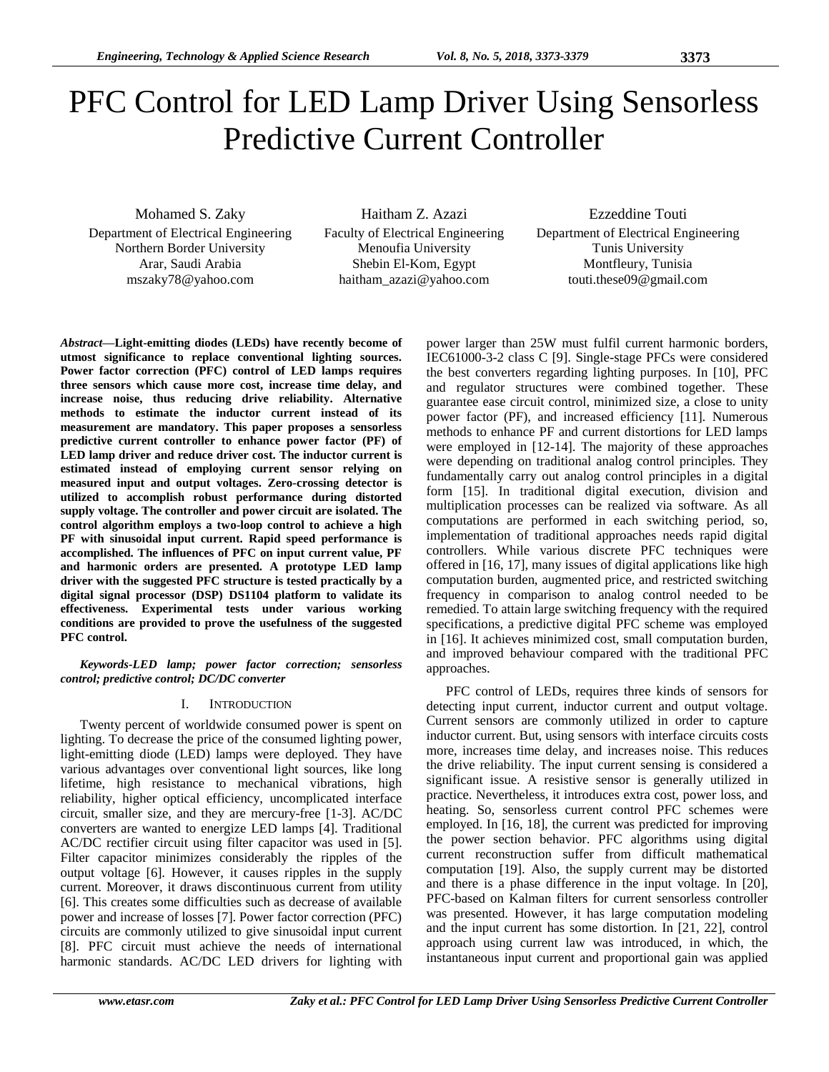# PFC Control for LED Lamp Driver Using Sensorless Predictive Current Controller

Mohamed S. Zaky
Department of Electrical Engineering
Northern Border University
Arar, Saudi Arabia
mszaky78@yahoo.com

Haitham Z. Azazi
Faculty of Electrical Engineering
Menoufia University
Shebin El-Kom, Egypt
haitham_azazi@yahoo.com

Ezzeddine Touti
Department of Electrical Engineering
Tunis University
Montfleury, Tunisia
touti.these09@gmail.com

***Abstract*—Light-emitting diodes (LEDs) have recently become of utmost significance to replace conventional lighting sources. Power factor correction (PFC) control of LED lamps requires three sensors which cause more cost, increase time delay, and increase noise, thus reducing drive reliability. Alternative methods to estimate the inductor current instead of its measurement are mandatory. This paper proposes a sensorless predictive current controller to enhance power factor (PF) of LED lamp driver and reduce driver cost. The inductor current is estimated instead of employing current sensor relying on measured input and output voltages. Zero-crossing detector is utilized to accomplish robust performance during distorted supply voltage. The controller and power circuit are isolated. The control algorithm employs a two-loop control to achieve a high PF with sinusoidal input current. Rapid speed performance is accomplished. The influences of PFC on input current value, PF and harmonic orders are presented. A prototype LED lamp driver with the suggested PFC structure is tested practically by a digital signal processor (DSP) DS1104 platform to validate its effectiveness. Experimental tests under various working conditions are provided to prove the usefulness of the suggested PFC control.**

***Keywords-LED lamp; power factor correction; sensorless control; predictive control; DC/DC converter***

## I. Introduction

Twenty percent of worldwide consumed power is spent on lighting. To decrease the price of the consumed lighting power, light-emitting diode (LED) lamps were deployed. They have various advantages over conventional light sources, like long lifetime, high resistance to mechanical vibrations, high reliability, higher optical efficiency, uncomplicated interface circuit, smaller size, and they are mercury-free [1-3]. AC/DC converters are wanted to energize LED lamps [4]. Traditional AC/DC rectifier circuit using filter capacitor was used in [5]. Filter capacitor minimizes considerably the ripples of the output voltage [6]. However, it causes ripples in the supply current. Moreover, it draws discontinuous current from utility [6]. This creates some difficulties such as decrease of available power and increase of losses [7]. Power factor correction (PFC) circuits are commonly utilized to give sinusoidal input current [8]. PFC circuit must achieve the needs of international harmonic standards. AC/DC LED drivers for lighting with power larger than 25W must fulfil current harmonic borders, IEC61000-3-2 class C [9]. Single-stage PFCs were considered the best converters regarding lighting purposes. In [10], PFC and regulator structures were combined together. These guarantee ease circuit control, minimized size, a close to unity power factor (PF), and increased efficiency [11]. Numerous methods to enhance PF and current distortions for LED lamps were employed in [12-14]. The majority of these approaches were depending on traditional analog control principles. They fundamentally carry out analog control principles in a digital form [15]. In traditional digital execution, division and multiplication processes can be realized via software. As all computations are performed in each switching period, so, implementation of traditional approaches needs rapid digital controllers. While various discrete PFC techniques were offered in [16, 17], many issues of digital applications like high computation burden, augmented price, and restricted switching frequency in comparison to analog control needed to be remedied. To attain large switching frequency with the required specifications, a predictive digital PFC scheme was employed in [16]. It achieves minimized cost, small computation burden, and improved behaviour compared with the traditional PFC approaches.

PFC control of LEDs, requires three kinds of sensors for detecting input current, inductor current and output voltage. Current sensors are commonly utilized in order to capture inductor current. But, using sensors with interface circuits costs more, increases time delay, and increases noise. This reduces the drive reliability. The input current sensing is considered a significant issue. A resistive sensor is generally utilized in practice. Nevertheless, it introduces extra cost, power loss, and heating. So, sensorless current control PFC schemes were employed. In [16, 18], the current was predicted for improving the power section behavior. PFC algorithms using digital current reconstruction suffer from difficult mathematical computation [19]. Also, the supply current may be distorted and there is a phase difference in the input voltage. In [20], PFC-based on Kalman filters for current sensorless controller was presented. However, it has large computation modeling and the input current has some distortion. In [21, 22], control approach using current law was introduced, in which, the instantaneous input current and proportional gain was applied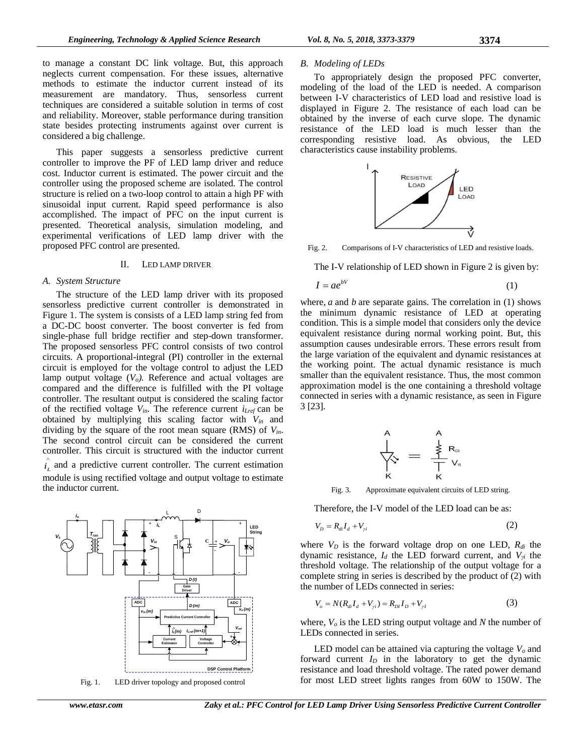to manage a constant DC link voltage. But, this approach neglects current compensation. For these issues, alternative methods to estimate the inductor current instead of its measurement are mandatory. Thus, sensorless current techniques are considered a suitable solution in terms of cost and reliability. Moreover, stable performance during transition state besides protecting instruments against over current is considered a big challenge.

This paper suggests a sensorless predictive current controller to improve the PF of LED lamp driver and reduce cost. Inductor current is estimated. The power circuit and the controller using the proposed scheme are isolated. The control structure is relied on a two-loop control to attain a high PF with sinusoidal input current. Rapid speed performance is also accomplished. The impact of PFC on the input current is presented. Theoretical analysis, simulation modeling, and experimental verifications of LED lamp driver with the proposed PFC control are presented.

## II. LED LAMP DRIVER

### A. System Structure

The structure of the LED lamp driver with its proposed sensorless predictive current controller is demonstrated in Figure 1. The system is consists of a LED lamp string fed from a DC-DC boost converter. The boost converter is fed from single-phase full bridge rectifier and step-down transformer. The proposed sensorless PFC control consists of two control circuits. A proportional-integral (PI) controller in the external circuit is employed for the voltage control to adjust the LED lamp output voltage ($V_o$). Reference and actual voltages are compared and the difference is fulfilled with the PI voltage controller. The resultant output is considered the scaling factor of the rectified voltage $V_{in}$. The reference current $i_{Lref}$ can be obtained by multiplying this scaling factor with $V_{in}$ and dividing by the square of the root mean square (RMS) of $V_{in}$. The second control circuit can be considered the current controller. This circuit is structured with the inductor current $\hat{i}_L$ and a predictive current controller. The current estimation module is using rectified voltage and output voltage to estimate the inductor current.

Fig. 1. LED driver topology and proposed control

### B. Modeling of LEDs

To appropriately design the proposed PFC converter, modeling of the load of the LED is needed. A comparison between I-V characteristics of LED load and resistive load is displayed in Figure 2. The resistance of each load can be obtained by the inverse of each curve slope. The dynamic resistance of the LED load is much lesser than the corresponding resistive load. As obvious, the LED characteristics cause instability problems.

Fig. 2. Comparisons of I-V characteristics of LED and resistive loads.

The I-V relationship of LED shown in Figure 2 is given by:

$$I = ae^{bV} \tag{1}$$

where, *a* and *b* are separate gains. The correlation in (1) shows the minimum dynamic resistance of LED at operating condition. This is a simple model that considers only the device equivalent resistance during normal working point. But, this assumption causes undesirable errors. These errors result from the large variation of the equivalent and dynamic resistances at the working point. The actual dynamic resistance is much smaller than the equivalent resistance. Thus, the most common approximation model is the one containing a threshold voltage connected in series with a dynamic resistance, as seen in Figure 3 [23].

Fig. 3. Approximate equivalent circuits of LED string.

Therefore, the I-V model of the LED load can be as:

$$V_D = R_{di} I_d + V_{\gamma i} \tag{2}$$

where $V_D$ is the forward voltage drop on one LED, $R_{di}$ the dynamic resistance, $I_d$ the LED forward current, and $V_{\gamma i}$ the threshold voltage. The relationship of the output voltage for a complete string in series is described by the product of (2) with the number of LEDs connected in series:

$$V_o = N(R_{di} I_d + V_{\gamma i}) = R_{DI} I_D + V_{\gamma I} \tag{3}$$

where, $V_o$ is the LED string output voltage and *N* the number of LEDs connected in series.

LED model can be attained via capturing the voltage $V_o$ and forward current $I_D$ in the laboratory to get the dynamic resistance and load threshold voltage. The rated power demand for most LED street lights ranges from 60W to 150W. The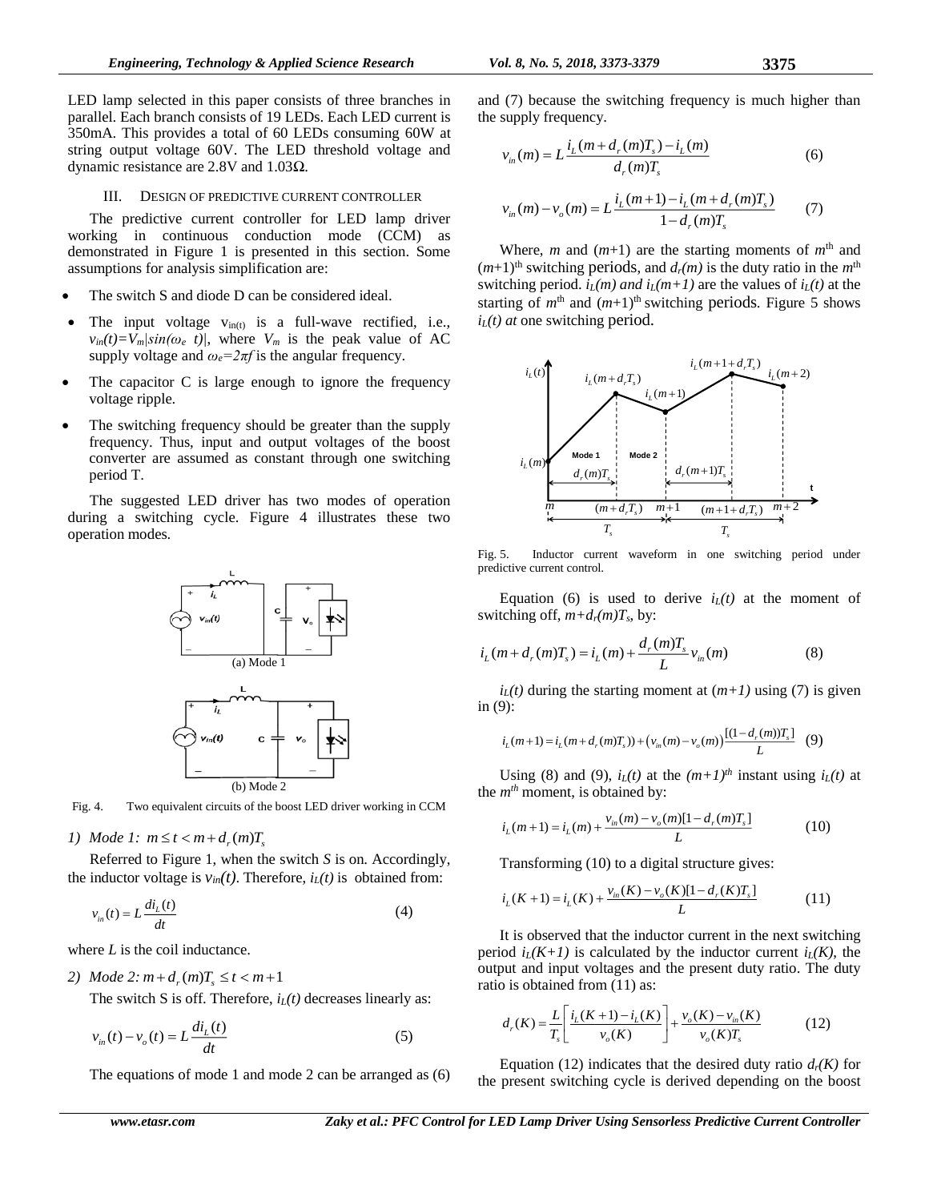LED lamp selected in this paper consists of three branches in parallel. Each branch consists of 19 LEDs. Each LED current is 350mA. This provides a total of 60 LEDs consuming 60W at string output voltage 60V. The LED threshold voltage and dynamic resistance are 2.8V and 1.03Ω.

## III. DESIGN OF PREDICTIVE CURRENT CONTROLLER

The predictive current controller for LED lamp driver working in continuous conduction mode (CCM) as demonstrated in Figure 1 is presented in this section. Some assumptions for analysis simplification are:

- The switch S and diode D can be considered ideal.
- The input voltage $v_{in(t)}$ is a full-wave rectified, i.e., $v_{in}(t)=V_m|sin(\omega_e\ t)|$, where $V_m$ is the peak value of AC supply voltage and $\omega_e=2\pi f$ is the angular frequency.
- The capacitor C is large enough to ignore the frequency voltage ripple.
- The switching frequency should be greater than the supply frequency. Thus, input and output voltages of the boost converter are assumed as constant through one switching period T.

The suggested LED driver has two modes of operation during a switching cycle. Figure 4 illustrates these two operation modes.

(a) Mode 1

(b) Mode 2

Fig. 4. Two equivalent circuits of the boost LED driver working in CCM

*1) Mode 1:* $m \le t < m + d_r(m)T_s$

Referred to Figure 1, when the switch *S* is on. Accordingly, the inductor voltage is $v_{in}(t)$. Therefore, $i_L(t)$ is obtained from:

$$v_{in}(t) = L\frac{di_L(t)}{dt} \tag{4}$$

where *L* is the coil inductance.

*2) Mode 2:* $m + d_r(m)T_s \le t < m+1$

The switch S is off. Therefore, $i_L(t)$ decreases linearly as:

$$v_{in}(t) - v_o(t) = L\frac{di_L(t)}{dt} \tag{5}$$

The equations of mode 1 and mode 2 can be arranged as (6) and (7) because the switching frequency is much higher than the supply frequency.

$$v_{in}(m) = L\frac{i_L(m+d_r(m)T_s) - i_L(m)}{d_r(m)T_s} \tag{6}$$

$$v_{in}(m) - v_o(m) = L\frac{i_L(m+1) - i_L(m+d_r(m)T_s)}{1-d_r(m)T_s} \tag{7}$$

Where, *m* and (*m*+1) are the starting moments of $m^{th}$ and $(m+1)^{th}$ switching periods, and $d_r(m)$ is the duty ratio in the $m^{th}$ switching period. $i_L(m)$ *and* $i_L(m+1)$ are the values of $i_L(t)$ at the starting of $m^{th}$ and $(m+1)^{th}$ switching periods. Figure 5 shows $i_L(t)$ *at* one switching period.

Fig. 5. Inductor current waveform in one switching period under predictive current control.

Equation (6) is used to derive $i_L(t)$ at the moment of switching off, $m+d_r(m)T_s$, by:

$$i_L(m+d_r(m)T_s) = i_L(m) + \frac{d_r(m)T_s}{L}v_{in}(m) \tag{8}$$

$i_L(t)$ during the starting moment at $(m+1)$ using (7) is given in (9):

$$i_L(m+1) = i_L(m+d_r(m)T_s)) + \left(v_{in}(m) - v_o(m)\right)\frac{[(1-d_r(m))T_s]}{L} \tag{9}$$

Using (8) and (9), $i_L(t)$ at the $(m+1)^{th}$ instant using $i_L(t)$ at the $m^{th}$ moment, is obtained by:

$$i_L(m+1) = i_L(m) + \frac{v_{in}(m) - v_o(m)[1-d_r(m)T_s]}{L} \tag{10}$$

Transforming (10) to a digital structure gives:

$$i_L(K+1) = i_L(K) + \frac{v_{in}(K) - v_o(K)[1-d_r(K)T_s]}{L} \tag{11}$$

It is observed that the inductor current in the next switching period $i_L(K+1)$ is calculated by the inductor current $i_L(K)$, the output and input voltages and the present duty ratio. The duty ratio is obtained from (11) as:

$$d_r(K) = \frac{L}{T_s}\left[\frac{i_L(K+1) - i_L(K)}{v_o(K)}\right] + \frac{v_o(K) - v_{in}(K)}{v_o(K)T_s} \tag{12}$$

Equation (12) indicates that the desired duty ratio $d_r(K)$ for the present switching cycle is derived depending on the boost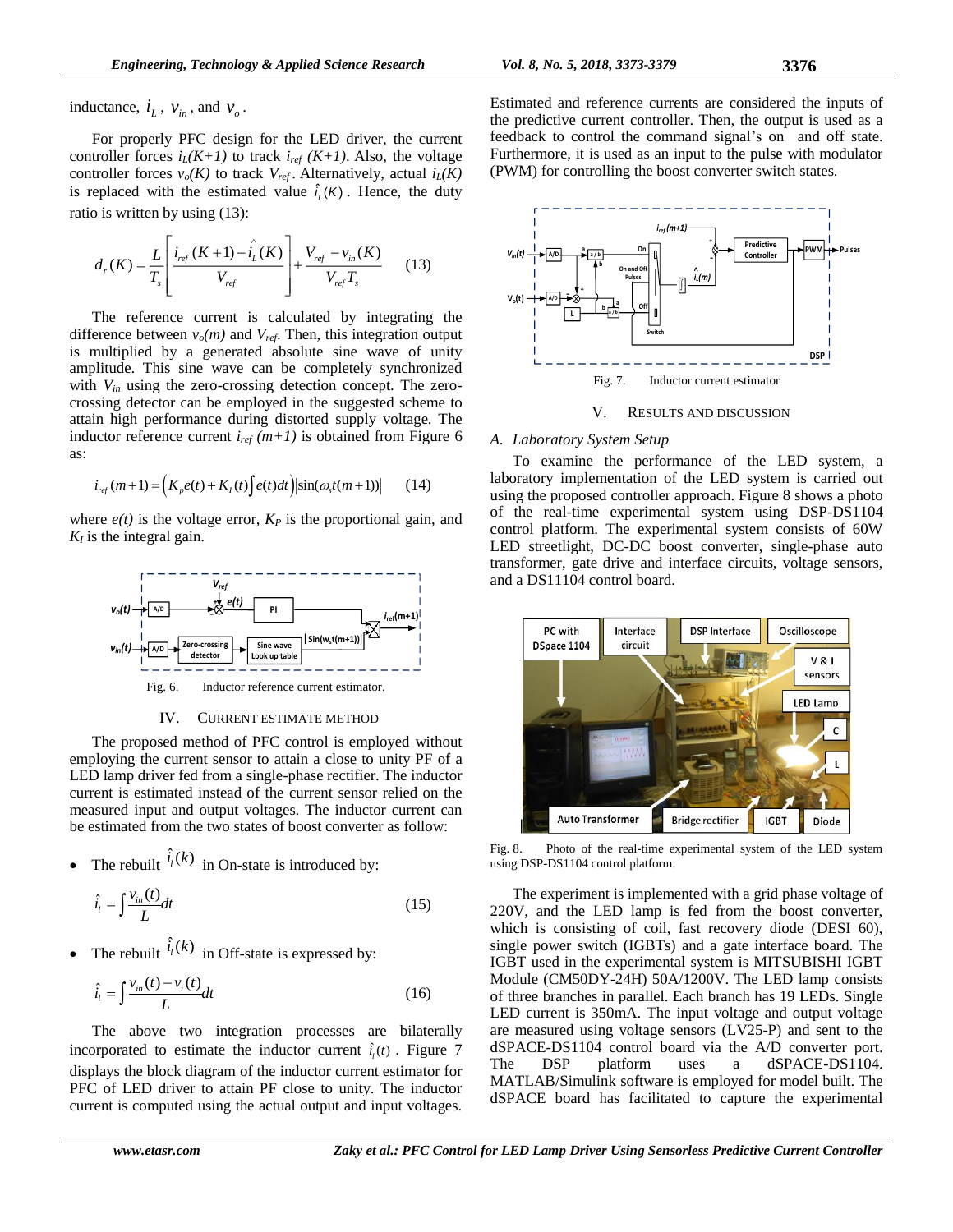inductance, $i_L$, $v_{in}$, and $v_o$.

For properly PFC design for the LED driver, the current controller forces $i_L(K+1)$ to track $i_{ref}$ $(K+1)$. Also, the voltage controller forces $v_o(K)$ to track $V_{ref}$. Alternatively, actual $i_L(K)$ is replaced with the estimated value $\hat{i}_L(K)$. Hence, the duty ratio is written by using (13):

$$d_r(K) = \frac{L}{T_s}\left[\frac{i_{ref}(K+1) - \hat{i}_L(K)}{V_{ref}}\right] + \frac{V_{ref} - v_{in}(K)}{V_{ref}T_s} \tag{13}$$

The reference current is calculated by integrating the difference between $v_o(m)$ and $V_{ref}$. Then, this integration output is multiplied by a generated absolute sine wave of unity amplitude. This sine wave can be completely synchronized with $V_{in}$ using the zero-crossing detection concept. The zero-crossing detector can be employed in the suggested scheme to attain high performance during distorted supply voltage. The inductor reference current $i_{ref}$ $(m+1)$ is obtained from Figure 6 as:

$$i_{ref}(m+1) = \left(K_p e(t) + K_I(t)\int e(t)dt\right)\left|\sin(\omega_s t(m+1))\right| \tag{14}$$

where $e(t)$ is the voltage error, $K_P$ is the proportional gain, and $K_I$ is the integral gain.

Fig. 6. Inductor reference current estimator.

## IV. CURRENT ESTIMATE METHOD

The proposed method of PFC control is employed without employing the current sensor to attain a close to unity PF of a LED lamp driver fed from a single-phase rectifier. The inductor current is estimated instead of the current sensor relied on the measured input and output voltages. The inductor current can be estimated from the two states of boost converter as follow:

- The rebuilt $\hat{i}_l(k)$ in On-state is introduced by:

$$\hat{i}_l = \int \frac{v_{in}(t)}{L}dt \tag{15}$$

- The rebuilt $\hat{i}_l(k)$ in Off-state is expressed by:

$$\hat{i}_l = \int \frac{v_{in}(t) - v_i(t)}{L}dt \tag{16}$$

The above two integration processes are bilaterally incorporated to estimate the inductor current $\hat{i}_l(t)$. Figure 7 displays the block diagram of the inductor current estimator for PFC of LED driver to attain PF close to unity. The inductor current is computed using the actual output and input voltages. Estimated and reference currents are considered the inputs of the predictive current controller. Then, the output is used as a feedback to control the command signal's on and off state. Furthermore, it is used as an input to the pulse with modulator (PWM) for controlling the boost converter switch states.

Fig. 7. Inductor current estimator

## V. RESULTS AND DISCUSSION

### A. Laboratory System Setup

To examine the performance of the LED system, a laboratory implementation of the LED system is carried out using the proposed controller approach. Figure 8 shows a photo of the real-time experimental system using DSP-DS1104 control platform. The experimental system consists of 60W LED streetlight, DC-DC boost converter, single-phase auto transformer, gate drive and interface circuits, voltage sensors, and a DS11104 control board.

Fig. 8. Photo of the real-time experimental system of the LED system using DSP-DS1104 control platform.

The experiment is implemented with a grid phase voltage of 220V, and the LED lamp is fed from the boost converter, which is consisting of coil, fast recovery diode (DESI 60), single power switch (IGBTs) and a gate interface board. The IGBT used in the experimental system is MITSUBISHI IGBT Module (CM50DY-24H) 50A/1200V. The LED lamp consists of three branches in parallel. Each branch has 19 LEDs. Single LED current is 350mA. The input voltage and output voltage are measured using voltage sensors (LV25-P) and sent to the dSPACE-DS1104 control board via the A/D converter port. The DSP platform uses a dSPACE-DS1104. MATLAB/Simulink software is employed for model built. The dSPACE board has facilitated to capture the experimental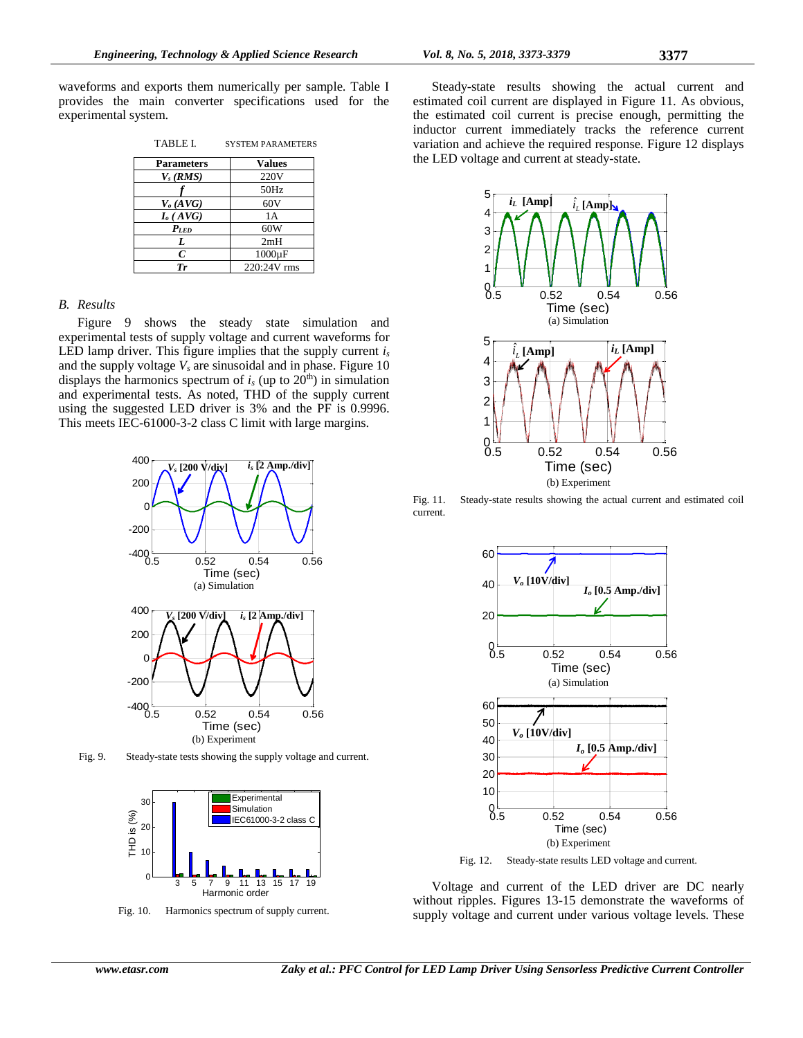waveforms and exports them numerically per sample. Table I provides the main converter specifications used for the experimental system.

TABLE I. SYSTEM PARAMETERS

| Parameters | Values |
|---|---|
| $V_s$ *(RMS)* | 220V |
| *f* | 50Hz |
| $V_o$ *(AVG)* | 60V |
| $I_o$ *(AVG)* | 1A |
| $P_{LED}$ | 60W |
| *L* | 2mH |
| *C* | 1000µF |
| *Tr* | 220:24V rms |

### B. Results

Figure 9 shows the steady state simulation and experimental tests of supply voltage and current waveforms for LED lamp driver. This figure implies that the supply current $i_s$ and the supply voltage $V_s$ are sinusoidal and in phase. Figure 10 displays the harmonics spectrum of $i_s$ (up to 20[th]) in simulation and experimental tests. As noted, THD of the supply current using the suggested LED driver is 3% and the PF is 0.9996. This meets IEC-61000-3-2 class C limit with large margins.

Fig. 9. Steady-state tests showing the supply voltage and current.

Fig. 10. Harmonics spectrum of supply current.

Steady-state results showing the actual current and estimated coil current are displayed in Figure 11. As obvious, the estimated coil current is precise enough, permitting the inductor current immediately tracks the reference current variation and achieve the required response. Figure 12 displays the LED voltage and current at steady-state.

Fig. 11. Steady-state results showing the actual current and estimated coil current.

Fig. 12. Steady-state results LED voltage and current.

Voltage and current of the LED driver are DC nearly without ripples. Figures 13-15 demonstrate the waveforms of supply voltage and current under various voltage levels. These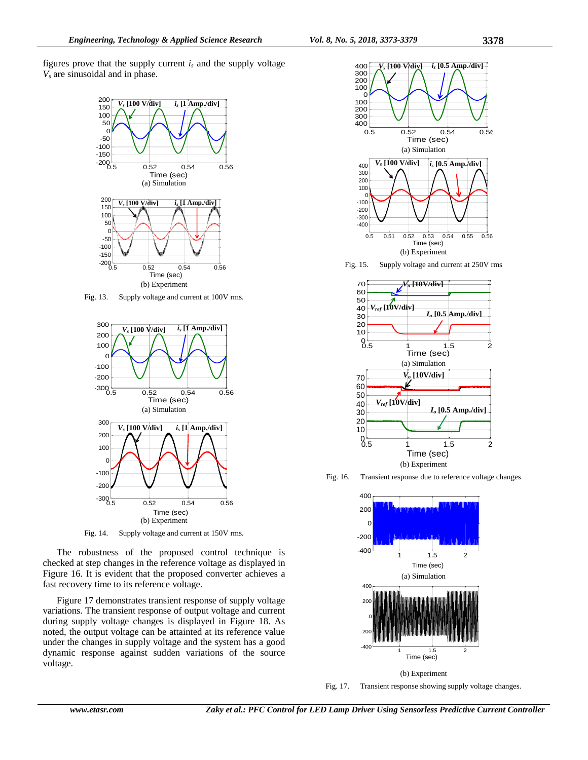figures prove that the supply current $i_s$ and the supply voltage $V_s$ are sinusoidal and in phase.

(a) Simulation

(b) Experiment

Fig. 13. Supply voltage and current at 100V rms.

(a) Simulation

(b) Experiment

Fig. 14. Supply voltage and current at 150V rms.

The robustness of the proposed control technique is checked at step changes in the reference voltage as displayed in Figure 16. It is evident that the proposed converter achieves a fast recovery time to its reference voltage.

Figure 17 demonstrates transient response of supply voltage variations. The transient response of output voltage and current during supply voltage changes is displayed in Figure 18. As noted, the output voltage can be attainted at its reference value under the changes in supply voltage and the system has a good dynamic response against sudden variations of the source voltage.

(a) Simulation

(b) Experiment

Fig. 15. Supply voltage and current at 250V rms

(a) Simulation

(b) Experiment

Fig. 16. Transient response due to reference voltage changes

(a) Simulation

(b) Experiment

Fig. 17. Transient response showing supply voltage changes.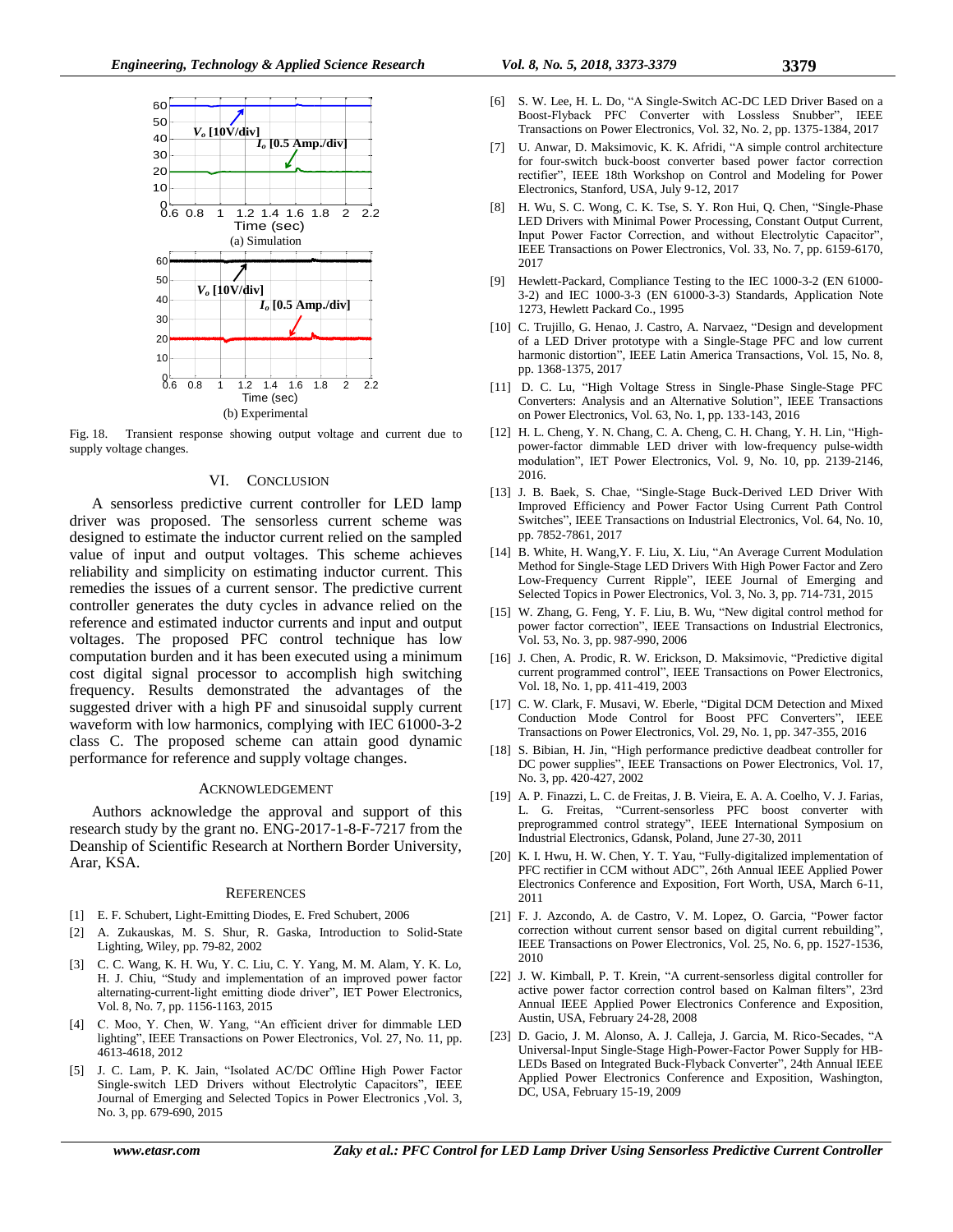60
50
40
30
20
10
0
$V_o$ [10V/div]
$I_o$ [0.5 Amp./div]
0.6 0.8 1 1.2 1.4 1.6 1.8 2 2.2
Time (sec)
(a) Simulation

60
50
40
30
20
10
0
$V_o$ [10V/div]
$I_o$ [0.5 Amp./div]
0.6 0.8 1 1.2 1.4 1.6 1.8 2 2.2
Time (sec)
(b) Experimental

Fig. 18. Transient response showing output voltage and current due to supply voltage changes.

## VI. CONCLUSION

A sensorless predictive current controller for LED lamp driver was proposed. The sensorless current scheme was designed to estimate the inductor current relied on the sampled value of input and output voltages. This scheme achieves reliability and simplicity on estimating inductor current. This remedies the issues of a current sensor. The predictive current controller generates the duty cycles in advance relied on the reference and estimated inductor currents and input and output voltages. The proposed PFC control technique has low computation burden and it has been executed using a minimum cost digital signal processor to accomplish high switching frequency. Results demonstrated the advantages of the suggested driver with a high PF and sinusoidal supply current waveform with low harmonics, complying with IEC 61000-3-2 class C. The proposed scheme can attain good dynamic performance for reference and supply voltage changes.

## ACKNOWLEDGEMENT

Authors acknowledge the approval and support of this research study by the grant no. ENG-2017-1-8-F-7217 from the Deanship of Scientific Research at Northern Border University, Arar, KSA.

## REFERENCES

[1] E. F. Schubert, Light-Emitting Diodes, E. Fred Schubert, 2006

[2] A. Zukauskas, M. S. Shur, R. Gaska, Introduction to Solid-State Lighting, Wiley, pp. 79-82, 2002

[3] C. C. Wang, K. H. Wu, Y. C. Liu, C. Y. Yang, M. M. Alam, Y. K. Lo, H. J. Chiu, "Study and implementation of an improved power factor alternating-current-light emitting diode driver", IET Power Electronics, Vol. 8, No. 7, pp. 1156-1163, 2015

[4] C. Moo, Y. Chen, W. Yang, "An efficient driver for dimmable LED lighting", IEEE Transactions on Power Electronics, Vol. 27, No. 11, pp. 4613-4618, 2012

[5] J. C. Lam, P. K. Jain, "Isolated AC/DC Offline High Power Factor Single-switch LED Drivers without Electrolytic Capacitors", IEEE Journal of Emerging and Selected Topics in Power Electronics ,Vol. 3, No. 3, pp. 679-690, 2015

[6] S. W. Lee, H. L. Do, "A Single-Switch AC-DC LED Driver Based on a Boost-Flyback PFC Converter with Lossless Snubber", IEEE Transactions on Power Electronics, Vol. 32, No. 2, pp. 1375-1384, 2017

[7] U. Anwar, D. Maksimovic, K. K. Afridi, "A simple control architecture for four-switch buck-boost converter based power factor correction rectifier", IEEE 18th Workshop on Control and Modeling for Power Electronics, Stanford, USA, July 9-12, 2017

[8] H. Wu, S. C. Wong, C. K. Tse, S. Y. Ron Hui, Q. Chen, "Single-Phase LED Drivers with Minimal Power Processing, Constant Output Current, Input Power Factor Correction, and without Electrolytic Capacitor", IEEE Transactions on Power Electronics, Vol. 33, No. 7, pp. 6159-6170, 2017

[9] Hewlett-Packard, Compliance Testing to the IEC 1000-3-2 (EN 61000-3-2) and IEC 1000-3-3 (EN 61000-3-3) Standards, Application Note 1273, Hewlett Packard Co., 1995

[10] C. Trujillo, G. Henao, J. Castro, A. Narvaez, "Design and development of a LED Driver prototype with a Single-Stage PFC and low current harmonic distortion", IEEE Latin America Transactions, Vol. 15, No. 8, pp. 1368-1375, 2017

[11] D. C. Lu, "High Voltage Stress in Single-Phase Single-Stage PFC Converters: Analysis and an Alternative Solution", IEEE Transactions on Power Electronics, Vol. 63, No. 1, pp. 133-143, 2016

[12] H. L. Cheng, Y. N. Chang, C. A. Cheng, C. H. Chang, Y. H. Lin, "High-power-factor dimmable LED driver with low-frequency pulse-width modulation", IET Power Electronics, Vol. 9, No. 10, pp. 2139-2146, 2016.

[13] J. B. Baek, S. Chae, "Single-Stage Buck-Derived LED Driver With Improved Efficiency and Power Factor Using Current Path Control Switches", IEEE Transactions on Industrial Electronics, Vol. 64, No. 10, pp. 7852-7861, 2017

[14] B. White, H. Wang,Y. F. Liu, X. Liu, "An Average Current Modulation Method for Single-Stage LED Drivers With High Power Factor and Zero Low-Frequency Current Ripple", IEEE Journal of Emerging and Selected Topics in Power Electronics, Vol. 3, No. 3, pp. 714-731, 2015

[15] W. Zhang, G. Feng, Y. F. Liu, B. Wu, "New digital control method for power factor correction", IEEE Transactions on Industrial Electronics, Vol. 53, No. 3, pp. 987-990, 2006

[16] J. Chen, A. Prodic, R. W. Erickson, D. Maksimovic, "Predictive digital current programmed control", IEEE Transactions on Power Electronics, Vol. 18, No. 1, pp. 411-419, 2003

[17] C. W. Clark, F. Musavi, W. Eberle, "Digital DCM Detection and Mixed Conduction Mode Control for Boost PFC Converters", IEEE Transactions on Power Electronics, Vol. 29, No. 1, pp. 347-355, 2016

[18] S. Bibian, H. Jin, "High performance predictive deadbeat controller for DC power supplies", IEEE Transactions on Power Electronics, Vol. 17, No. 3, pp. 420-427, 2002

[19] A. P. Finazzi, L. C. de Freitas, J. B. Vieira, E. A. A. Coelho, V. J. Farias, L. G. Freitas, "Current-sensorless PFC boost converter with preprogrammed control strategy", IEEE International Symposium on Industrial Electronics, Gdansk, Poland, June 27-30, 2011

[20] K. I. Hwu, H. W. Chen, Y. T. Yau, "Fully-digitalized implementation of PFC rectifier in CCM without ADC", 26th Annual IEEE Applied Power Electronics Conference and Exposition, Fort Worth, USA, March 6-11, 2011

[21] F. J. Azcondo, A. de Castro, V. M. Lopez, O. Garcia, "Power factor correction without current sensor based on digital current rebuilding", IEEE Transactions on Power Electronics, Vol. 25, No. 6, pp. 1527-1536, 2010

[22] J. W. Kimball, P. T. Krein, "A current-sensorless digital controller for active power factor correction control based on Kalman filters", 23rd Annual IEEE Applied Power Electronics Conference and Exposition, Austin, USA, February 24-28, 2008

[23] D. Gacio, J. M. Alonso, A. J. Calleja, J. Garcia, M. Rico-Secades, "A Universal-Input Single-Stage High-Power-Factor Power Supply for HB-LEDs Based on Integrated Buck-Flyback Converter", 24th Annual IEEE Applied Power Electronics Conference and Exposition, Washington, DC, USA, February 15-19, 2009